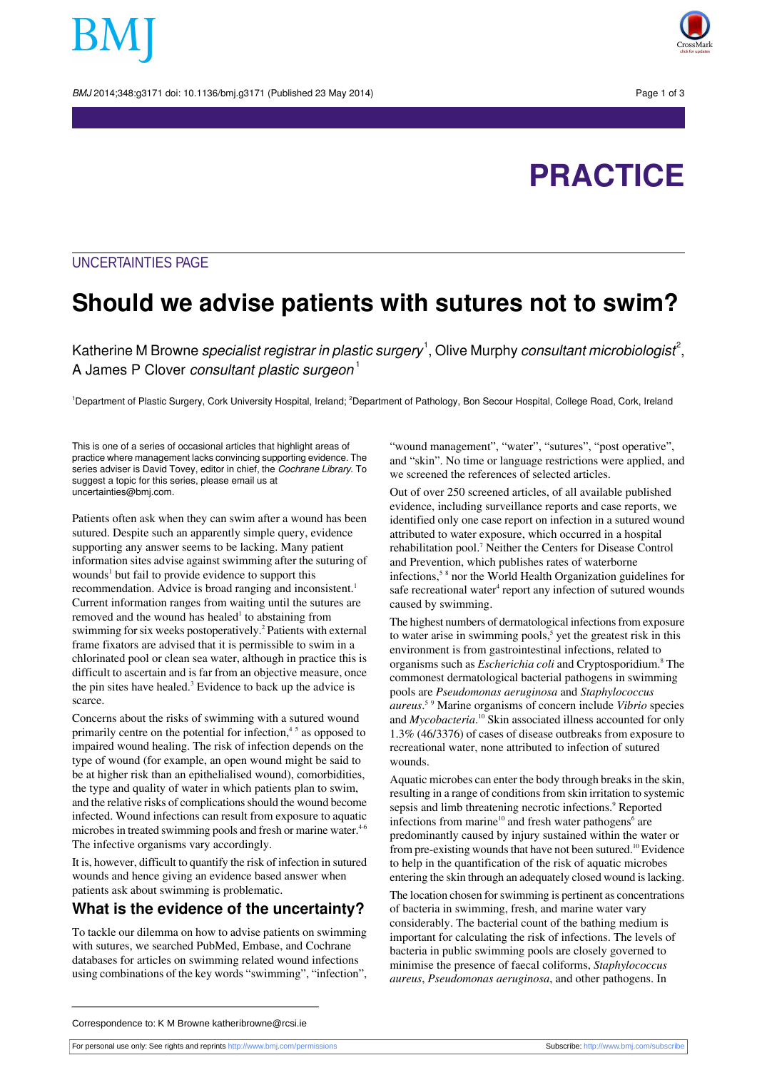PRACTICE

UNCERTAINTIES PAGE

# Should we advise patients with sutures not to swim?

Katherine M Browne *specialist registrar in plastic surgery*[1], Olive Murphy *consultant microbiologist*[2], A James P Clover *consultant plastic surgeon*[1]

[1]Department of Plastic Surgery, Cork University Hospital, Ireland; [2]Department of Pathology, Bon Secour Hospital, College Road, Cork, Ireland

This is one of a series of occasional articles that highlight areas of practice where management lacks convincing supporting evidence. The series adviser is David Tovey, editor in chief, the *Cochrane Library*. To suggest a topic for this series, please email us at uncertainties@bmj.com.

Patients often ask when they can swim after a wound has been sutured. Despite such an apparently simple query, evidence supporting any answer seems to be lacking. Many patient information sites advise against swimming after the suturing of wounds[1] but fail to provide evidence to support this recommendation. Advice is broad ranging and inconsistent.[1] Current information ranges from waiting until the sutures are removed and the wound has healed[1] to abstaining from swimming for six weeks postoperatively.[2] Patients with external frame fixators are advised that it is permissible to swim in a chlorinated pool or clean sea water, although in practice this is difficult to ascertain and is far from an objective measure, once the pin sites have healed.[3] Evidence to back up the advice is scarce.

Concerns about the risks of swimming with a sutured wound primarily centre on the potential for infection,[4 5] as opposed to impaired wound healing. The risk of infection depends on the type of wound (for example, an open wound might be said to be at higher risk than an epithelialised wound), comorbidities, the type and quality of water in which patients plan to swim, and the relative risks of complications should the wound become infected. Wound infections can result from exposure to aquatic microbes in treated swimming pools and fresh or marine water.[4-6] The infective organisms vary accordingly.

It is, however, difficult to quantify the risk of infection in sutured wounds and hence giving an evidence based answer when patients ask about swimming is problematic.

## What is the evidence of the uncertainty?

To tackle our dilemma on how to advise patients on swimming with sutures, we searched PubMed, Embase, and Cochrane databases for articles on swimming related wound infections using combinations of the key words "swimming", "infection", "wound management", "water", "sutures", "post operative", and "skin". No time or language restrictions were applied, and we screened the references of selected articles.

Out of over 250 screened articles, of all available published evidence, including surveillance reports and case reports, we identified only one case report on infection in a sutured wound attributed to water exposure, which occurred in a hospital rehabilitation pool.[7] Neither the Centers for Disease Control and Prevention, which publishes rates of waterborne infections,[5 8] nor the World Health Organization guidelines for safe recreational water[4] report any infection of sutured wounds caused by swimming.

The highest numbers of dermatological infections from exposure to water arise in swimming pools,[5] yet the greatest risk in this environment is from gastrointestinal infections, related to organisms such as *Escherichia coli* and Cryptosporidium.[8] The commonest dermatological bacterial pathogens in swimming pools are *Pseudomonas aeruginosa* and *Staphylococcus aureus*.[5 9] Marine organisms of concern include *Vibrio* species and *Mycobacteria*.[10] Skin associated illness accounted for only 1.3% (46/3376) of cases of disease outbreaks from exposure to recreational water, none attributed to infection of sutured wounds.

Aquatic microbes can enter the body through breaks in the skin, resulting in a range of conditions from skin irritation to systemic sepsis and limb threatening necrotic infections.[9] Reported infections from marine[10] and fresh water pathogens[6] are predominantly caused by injury sustained within the water or from pre-existing wounds that have not been sutured.[10] Evidence to help in the quantification of the risk of aquatic microbes entering the skin through an adequately closed wound is lacking.

The location chosen for swimming is pertinent as concentrations of bacteria in swimming, fresh, and marine water vary considerably. The bacterial count of the bathing medium is important for calculating the risk of infections. The levels of bacteria in public swimming pools are closely governed to minimise the presence of faecal coliforms, *Staphylococcus aureus*, *Pseudomonas aeruginosa*, and other pathogens. In

Correspondence to: K M Browne katheribrowne@rcsi.ie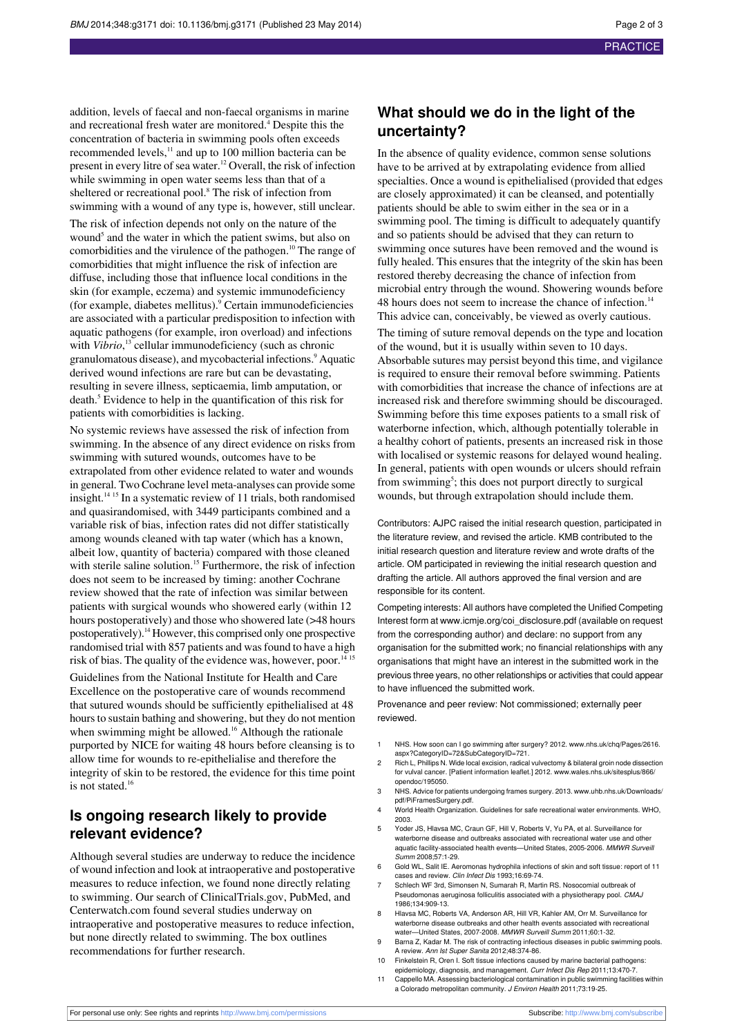addition, levels of faecal and non-faecal organisms in marine and recreational fresh water are monitored.[4] Despite this the concentration of bacteria in swimming pools often exceeds recommended levels,[11] and up to 100 million bacteria can be present in every litre of sea water.[12] Overall, the risk of infection while swimming in open water seems less than that of a sheltered or recreational pool.[8] The risk of infection from swimming with a wound of any type is, however, still unclear.

The risk of infection depends not only on the nature of the wound[5] and the water in which the patient swims, but also on comorbidities and the virulence of the pathogen.[10] The range of comorbidities that might influence the risk of infection are diffuse, including those that influence local conditions in the skin (for example, eczema) and systemic immunodeficiency (for example, diabetes mellitus).[9] Certain immunodeficiencies are associated with a particular predisposition to infection with aquatic pathogens (for example, iron overload) and infections with *Vibrio*,[13] cellular immunodeficiency (such as chronic granulomatous disease), and mycobacterial infections.[9] Aquatic derived wound infections are rare but can be devastating, resulting in severe illness, septicaemia, limb amputation, or death.[5] Evidence to help in the quantification of this risk for patients with comorbidities is lacking.

No systemic reviews have assessed the risk of infection from swimming. In the absence of any direct evidence on risks from swimming with sutured wounds, outcomes have to be extrapolated from other evidence related to water and wounds in general. Two Cochrane level meta-analyses can provide some insight.[14 15] In a systematic review of 11 trials, both randomised and quasirandomised, with 3449 participants combined and a variable risk of bias, infection rates did not differ statistically among wounds cleaned with tap water (which has a known, albeit low, quantity of bacteria) compared with those cleaned with sterile saline solution.[15] Furthermore, the risk of infection does not seem to be increased by timing: another Cochrane review showed that the rate of infection was similar between patients with surgical wounds who showered early (within 12 hours postoperatively) and those who showered late (>48 hours postoperatively).[14] However, this comprised only one prospective randomised trial with 857 patients and was found to have a high risk of bias. The quality of the evidence was, however, poor.[14 15]

Guidelines from the National Institute for Health and Care Excellence on the postoperative care of wounds recommend that sutured wounds should be sufficiently epithelialised at 48 hours to sustain bathing and showering, but they do not mention when swimming might be allowed.[16] Although the rationale purported by NICE for waiting 48 hours before cleansing is to allow time for wounds to re-epithelialise and therefore the integrity of skin to be restored, the evidence for this time point is not stated.[16]

## Is ongoing research likely to provide relevant evidence?

Although several studies are underway to reduce the incidence of wound infection and look at intraoperative and postoperative measures to reduce infection, we found none directly relating to swimming. Our search of ClinicalTrials.gov, PubMed, and Centerwatch.com found several studies underway on intraoperative and postoperative measures to reduce infection, but none directly related to swimming. The box outlines recommendations for further research.

## What should we do in the light of the uncertainty?

In the absence of quality evidence, common sense solutions have to be arrived at by extrapolating evidence from allied specialties. Once a wound is epithelialised (provided that edges are closely approximated) it can be cleansed, and potentially patients should be able to swim either in the sea or in a swimming pool. The timing is difficult to adequately quantify and so patients should be advised that they can return to swimming once sutures have been removed and the wound is fully healed. This ensures that the integrity of the skin has been restored thereby decreasing the chance of infection from microbial entry through the wound. Showering wounds before 48 hours does not seem to increase the chance of infection.[14] This advice can, conceivably, be viewed as overly cautious.

The timing of suture removal depends on the type and location of the wound, but it is usually within seven to 10 days. Absorbable sutures may persist beyond this time, and vigilance is required to ensure their removal before swimming. Patients with comorbidities that increase the chance of infections are at increased risk and therefore swimming should be discouraged. Swimming before this time exposes patients to a small risk of waterborne infection, which, although potentially tolerable in a healthy cohort of patients, presents an increased risk in those with localised or systemic reasons for delayed wound healing. In general, patients with open wounds or ulcers should refrain from swimming[5]; this does not purport directly to surgical wounds, but through extrapolation should include them.

Contributors: AJPC raised the initial research question, participated in the literature review, and revised the article. KMB contributed to the initial research question and literature review and wrote drafts of the article. OM participated in reviewing the initial research question and drafting the article. All authors approved the final version and are responsible for its content.

Competing interests: All authors have completed the Unified Competing Interest form at www.icmje.org/coi_disclosure.pdf (available on request from the corresponding author) and declare: no support from any organisation for the submitted work; no financial relationships with any organisations that might have an interest in the submitted work in the previous three years, no other relationships or activities that could appear to have influenced the submitted work.

Provenance and peer review: Not commissioned; externally peer reviewed.

1. NHS. How soon can I go swimming after surgery? 2012. www.nhs.uk/chq/Pages/2616.aspx?CategoryID=72&SubCategoryID=721.
2. Rich L, Phillips N. Wide local excision, radical vulvectomy & bilateral groin node dissection for vulval cancer. [Patient information leaflet.] 2012. www.wales.nhs.uk/sitesplus/866/opendoc/195050.
3. NHS. Advice for patients undergoing frames surgery. 2013. www.uhb.nhs.uk/Downloads/pdf/PiFramesSurgery.pdf.
4. World Health Organization. Guidelines for safe recreational water environments. WHO, 2003.
5. Yoder JS, Hlavsa MC, Craun GF, Hill V, Roberts V, Yu PA, et al. Surveillance for waterborne disease and outbreaks associated with recreational water use and other aquatic facility-associated health events—United States, 2005-2006. *MMWR Surveill Summ* 2008;57:1-29.
6. Gold WL, Salit IE. Aeromonas hydrophila infections of skin and soft tissue: report of 11 cases and review. *Clin Infect Dis* 1993;16:69-74.
7. Schlech WF 3rd, Simonsen N, Sumarah R, Martin RS. Nosocomial outbreak of Pseudomonas aeruginosa folliculitis associated with a physiotherapy pool. *CMAJ* 1986;134:909-13.
8. Hlavsa MC, Roberts VA, Anderson AR, Hill VR, Kahler AM, Orr M. Surveillance for waterborne disease outbreaks and other health events associated with recreational water—United States, 2007-2008. *MMWR Surveill Summ* 2011;60:1-32.
9. Barna Z, Kadar M. The risk of contracting infectious diseases in public swimming pools. A review. *Ann Ist Super Sanita* 2012;48:374-86.
10. Finkelstein R, Oren I. Soft tissue infections caused by marine bacterial pathogens: epidemiology, diagnosis, and management. *Curr Infect Dis Rep* 2011;13:470-7.
11. Cappello MA. Assessing bacteriological contamination in public swimming facilities within a Colorado metropolitan community. *J Environ Health* 2011;73:19-25.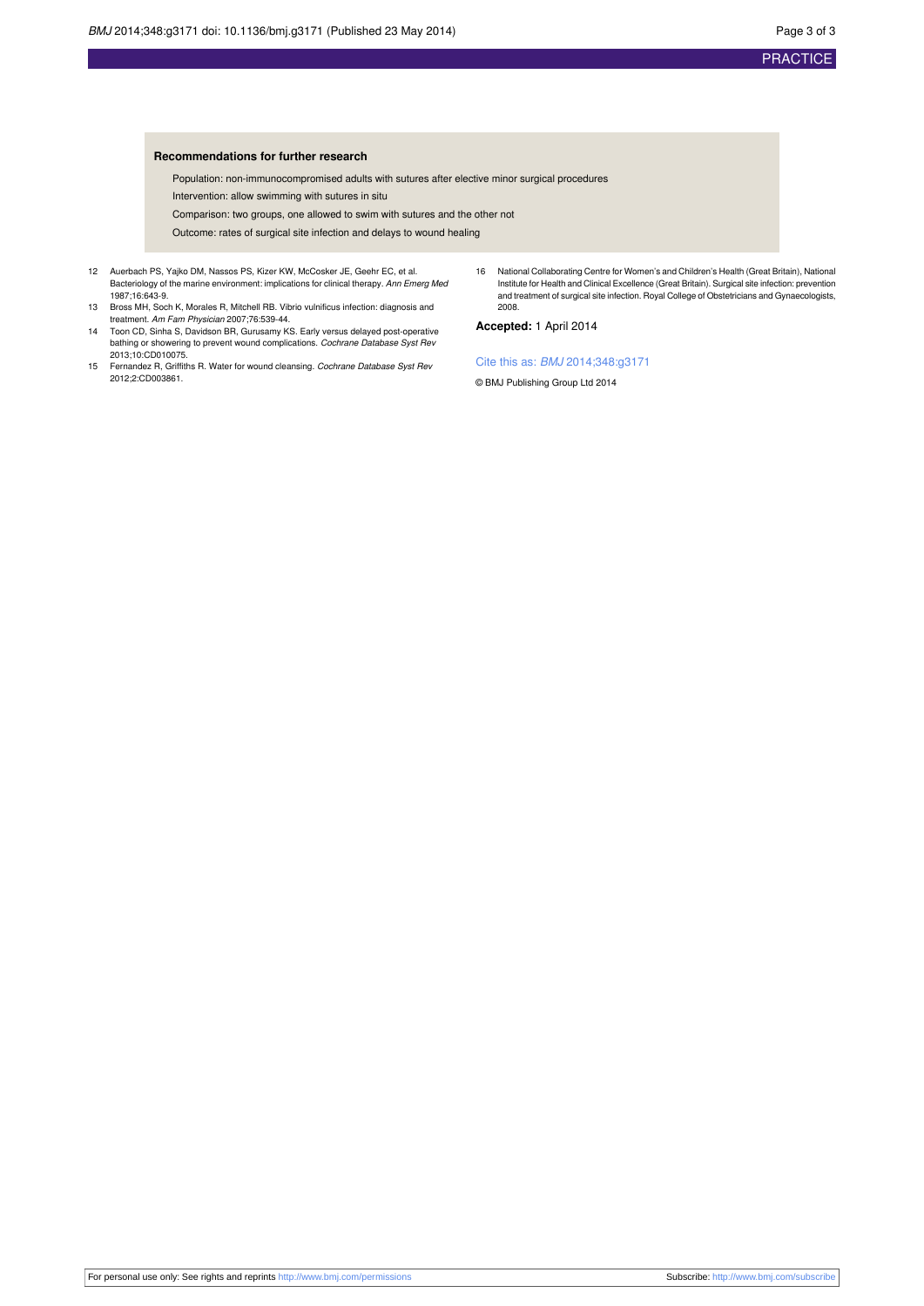**Recommendations for further research**

Population: non-immunocompromised adults with sutures after elective minor surgical procedures

Intervention: allow swimming with sutures in situ

Comparison: two groups, one allowed to swim with sutures and the other not

Outcome: rates of surgical site infection and delays to wound healing

12 Auerbach PS, Yajko DM, Nassos PS, Kizer KW, McCosker JE, Geehr EC, et al. Bacteriology of the marine environment: implications for clinical therapy. *Ann Emerg Med* 1987;16:643-9.

13 Bross MH, Soch K, Morales R, Mitchell RB. Vibrio vulnificus infection: diagnosis and treatment. *Am Fam Physician* 2007;76:539-44.

14 Toon CD, Sinha S, Davidson BR, Gurusamy KS. Early versus delayed post-operative bathing or showering to prevent wound complications. *Cochrane Database Syst Rev* 2013;10:CD010075.

15 Fernandez R, Griffiths R. Water for wound cleansing. *Cochrane Database Syst Rev* 2012;2:CD003861.

16 National Collaborating Centre for Women's and Children's Health (Great Britain), National Institute for Health and Clinical Excellence (Great Britain). Surgical site infection: prevention and treatment of surgical site infection. Royal College of Obstetricians and Gynaecologists, 2008.

**Accepted:** 1 April 2014

Cite this as: *BMJ* 2014;348:g3171

© BMJ Publishing Group Ltd 2014